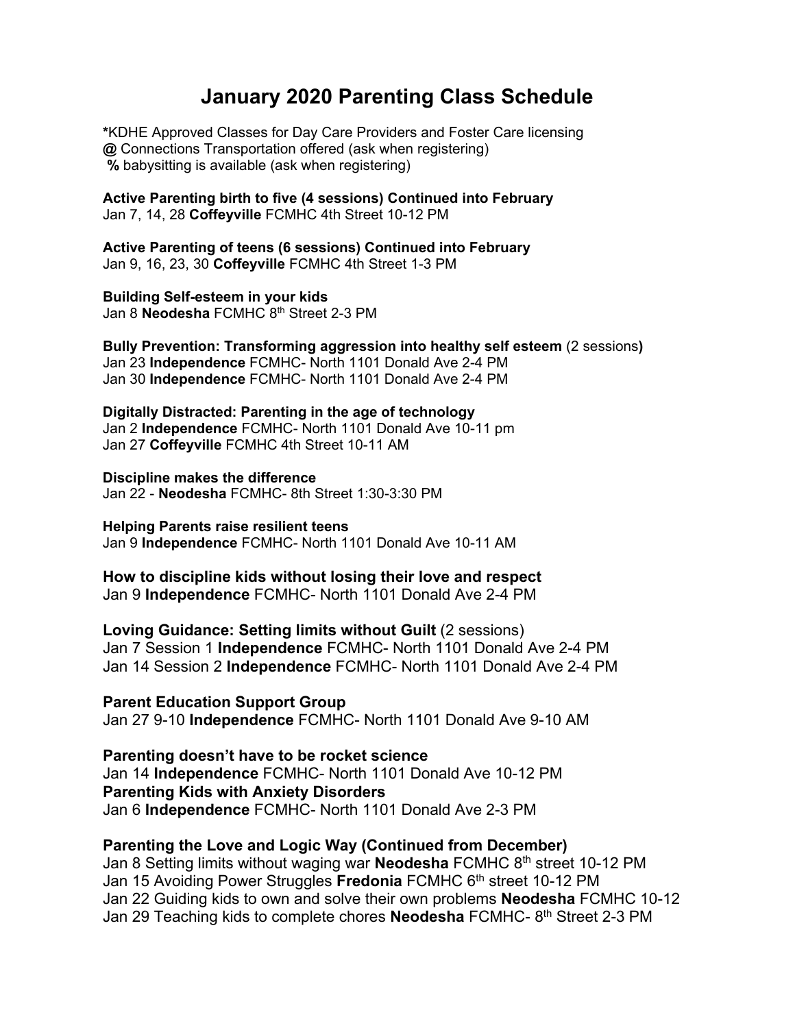# January 2020 Parenting Class Schedule

**\***KDHE Approved Classes for Day Care Providers and Foster Care licensing
**@** Connections Transportation offered (ask when registering)
**%** babysitting is available (ask when registering)

**Active Parenting birth to five (4 sessions) Continued into February**
Jan 7, 14, 28 **Coffeyville** FCMHC 4th Street 10-12 PM

**Active Parenting of teens (6 sessions) Continued into February**
Jan 9, 16, 23, 30 **Coffeyville** FCMHC 4th Street 1-3 PM

**Building Self-esteem in your kids**
Jan 8 **Neodesha** FCMHC 8th Street 2-3 PM

**Bully Prevention: Transforming aggression into healthy self esteem** (2 sessions**)**
Jan 23 **Independence** FCMHC- North 1101 Donald Ave 2-4 PM
Jan 30 **Independence** FCMHC- North 1101 Donald Ave 2-4 PM

**Digitally Distracted: Parenting in the age of technology**
Jan 2 **Independence** FCMHC- North 1101 Donald Ave 10-11 pm
Jan 27 **Coffeyville** FCMHC 4th Street 10-11 AM

**Discipline makes the difference**
Jan 22 - **Neodesha** FCMHC- 8th Street 1:30-3:30 PM

**Helping Parents raise resilient teens**
Jan 9 **Independence** FCMHC- North 1101 Donald Ave 10-11 AM

**How to discipline kids without losing their love and respect**
Jan 9 **Independence** FCMHC- North 1101 Donald Ave 2-4 PM

**Loving Guidance: Setting limits without Guilt** (2 sessions)
Jan 7 Session 1 **Independence** FCMHC- North 1101 Donald Ave 2-4 PM
Jan 14 Session 2 **Independence** FCMHC- North 1101 Donald Ave 2-4 PM

**Parent Education Support Group**
Jan 27 9-10 **Independence** FCMHC- North 1101 Donald Ave 9-10 AM

**Parenting doesn't have to be rocket science**
Jan 14 **Independence** FCMHC- North 1101 Donald Ave 10-12 PM

**Parenting Kids with Anxiety Disorders**
Jan 6 **Independence** FCMHC- North 1101 Donald Ave 2-3 PM

**Parenting the Love and Logic Way (Continued from December)**
Jan 8 Setting limits without waging war **Neodesha** FCMHC 8th street 10-12 PM
Jan 15 Avoiding Power Struggles **Fredonia** FCMHC 6th street 10-12 PM
Jan 22 Guiding kids to own and solve their own problems **Neodesha** FCMHC 10-12
Jan 29 Teaching kids to complete chores **Neodesha** FCMHC- 8th Street 2-3 PM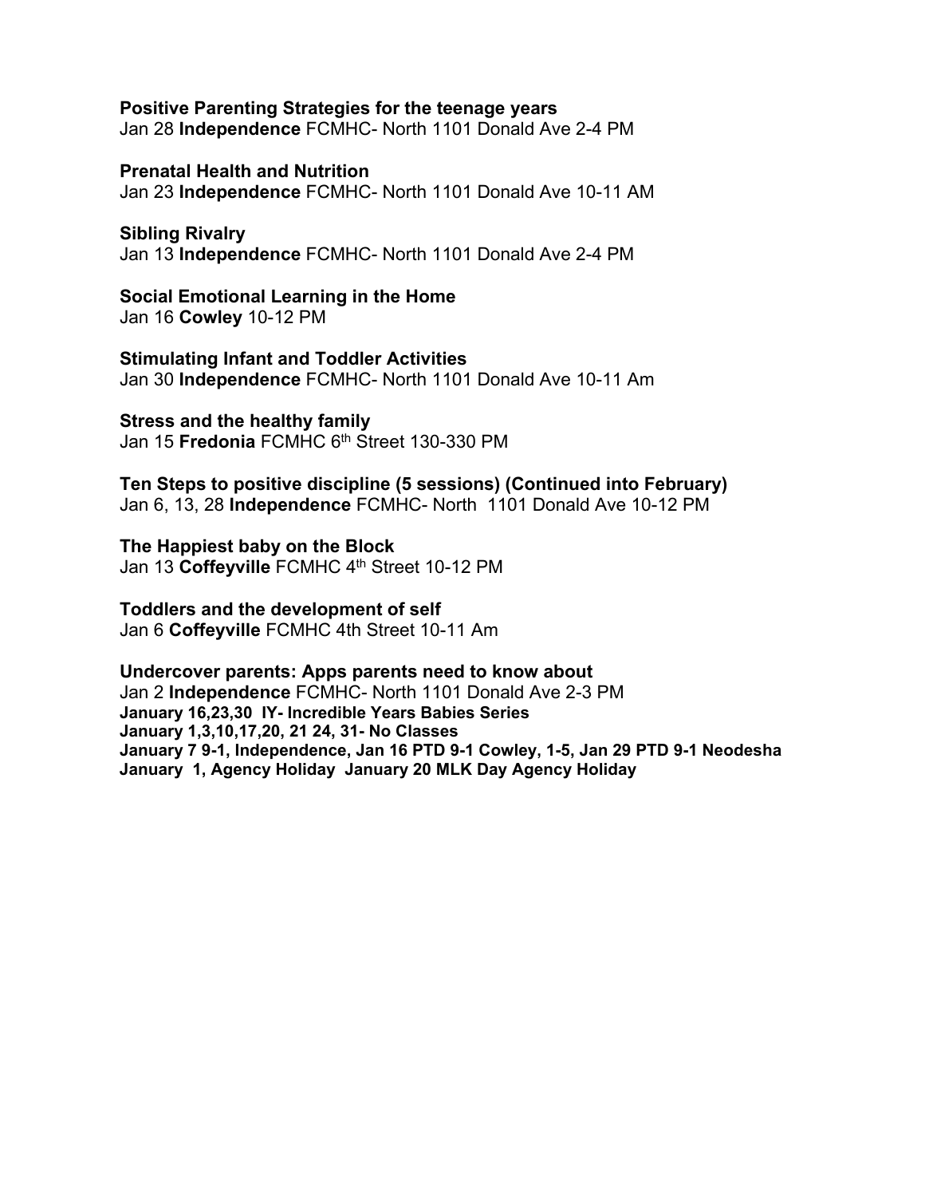**Positive Parenting Strategies for the teenage years**
Jan 28 **Independence** FCMHC- North 1101 Donald Ave 2-4 PM

**Prenatal Health and Nutrition**
Jan 23 **Independence** FCMHC- North 1101 Donald Ave 10-11 AM

**Sibling Rivalry**
Jan 13 **Independence** FCMHC- North 1101 Donald Ave 2-4 PM

**Social Emotional Learning in the Home**
Jan 16 **Cowley** 10-12 PM

**Stimulating Infant and Toddler Activities**
Jan 30 **Independence** FCMHC- North 1101 Donald Ave 10-11 Am

**Stress and the healthy family**
Jan 15 **Fredonia** FCMHC 6th Street 130-330 PM

**Ten Steps to positive discipline (5 sessions) (Continued into February)**
Jan 6, 13, 28 **Independence** FCMHC- North 1101 Donald Ave 10-12 PM

**The Happiest baby on the Block**
Jan 13 **Coffeyville** FCMHC 4th Street 10-12 PM

**Toddlers and the development of self**
Jan 6 **Coffeyville** FCMHC 4th Street 10-11 Am

**Undercover parents: Apps parents need to know about**
Jan 2 **Independence** FCMHC- North 1101 Donald Ave 2-3 PM
**January 16,23,30 IY- Incredible Years Babies Series**
**January 1,3,10,17,20, 21 24, 31- No Classes**
**January 7 9-1, Independence, Jan 16 PTD 9-1 Cowley, 1-5, Jan 29 PTD 9-1 Neodesha**
**January 1, Agency Holiday January 20 MLK Day Agency Holiday**